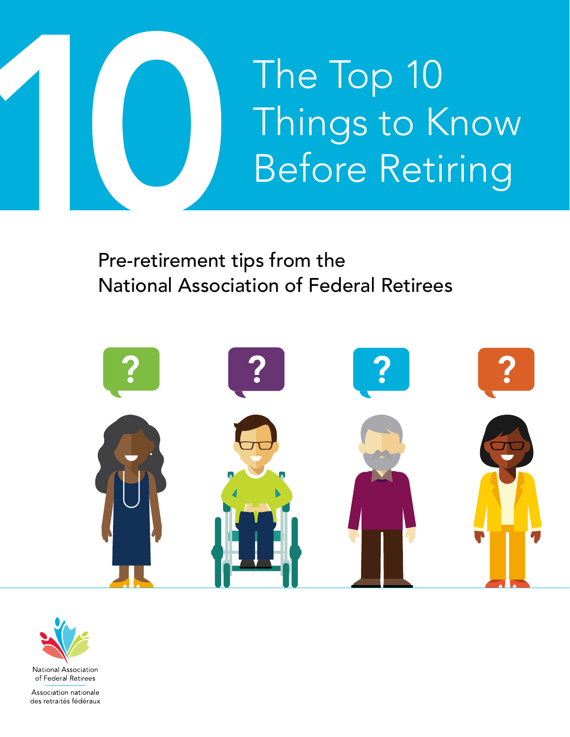# The Top 10 Things to Know Before Retiring

Pre-retirement tips from the National Association of Federal Retirees

National Association of Federal Retirees

Association nationale des retraités fédéraux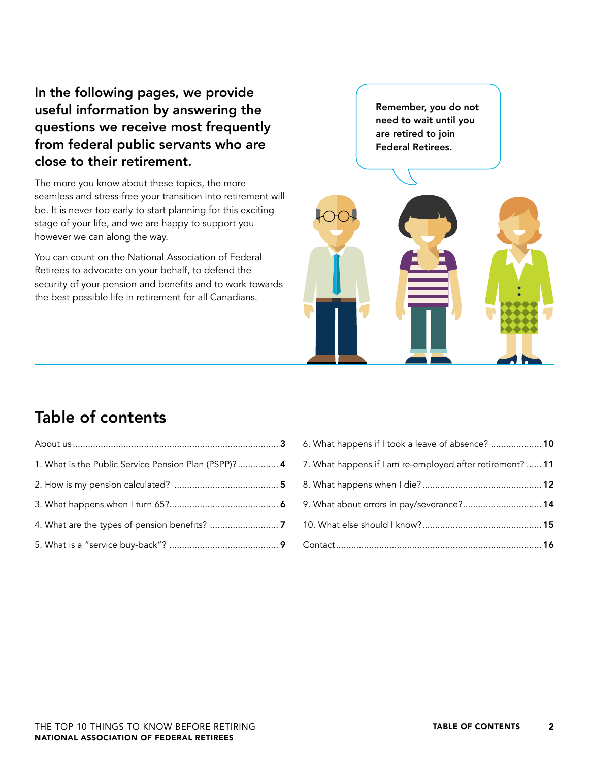**In the following pages, we provide useful information by answering the questions we receive most frequently from federal public servants who are close to their retirement.**

The more you know about these topics, the more seamless and stress-free your transition into retirement will be. It is never too early to start planning for this exciting stage of your life, and we are happy to support you however we can along the way.

You can count on the National Association of Federal Retirees to advocate on your behalf, to defend the security of your pension and benefits and to work towards the best possible life in retirement for all Canadians.

**Remember, you do not need to wait until you are retired to join Federal Retirees.**

## Table of contents

- About us ........ **3**
- 1. What is the Public Service Pension Plan (PSPP)? ........ **4**
- 2. How is my pension calculated? ........ **5**
- 3. What happens when I turn 65? ........ **6**
- 4. What are the types of pension benefits? ........ **7**
- 5. What is a "service buy-back"? ........ **9**
- 6. What happens if I took a leave of absence? ........ **10**
- 7. What happens if I am re-employed after retirement? ........ **11**
- 8. What happens when I die? ........ **12**
- 9. What about errors in pay/severance? ........ **14**
- 10. What else should I know? ........ **15**
- Contact ........ **16**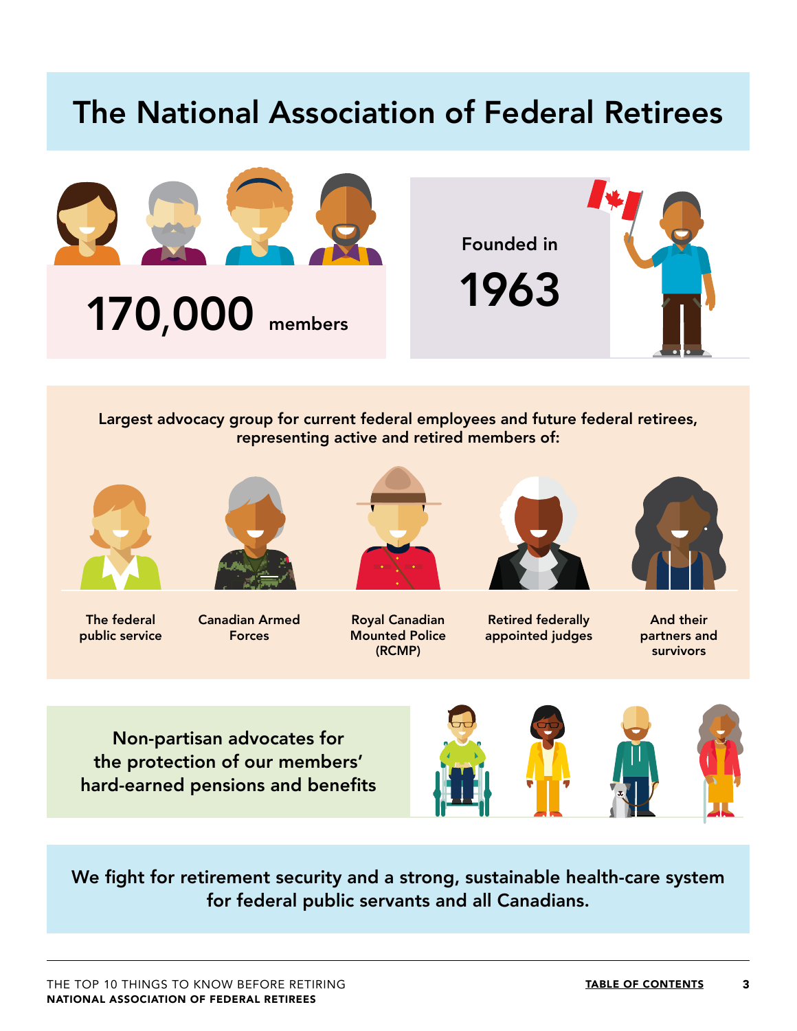# The National Association of Federal Retirees

**170,000** members

Founded in

**1963**

Largest advocacy group for current federal employees and future federal retirees, representing active and retired members of:

- The federal public service
- Canadian Armed Forces
- Royal Canadian Mounted Police (RCMP)
- Retired federally appointed judges
- And their partners and survivors

Non-partisan advocates for the protection of our members' hard-earned pensions and benefits

We fight for retirement security and a strong, sustainable health-care system for federal public servants and all Canadians.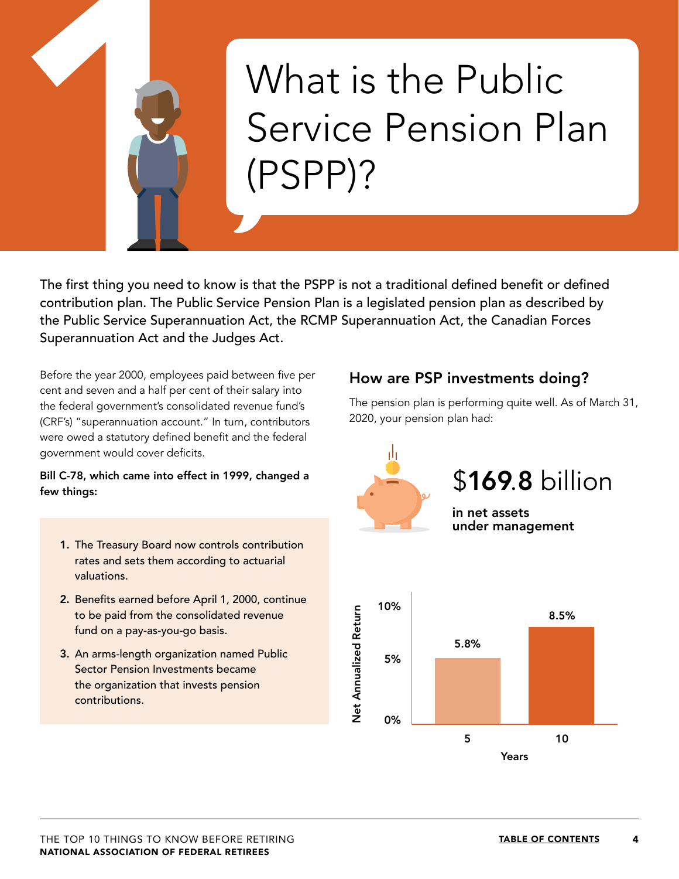# What is the Public Service Pension Plan (PSPP)?

The first thing you need to know is that the PSPP is not a traditional defined benefit or defined contribution plan. The Public Service Pension Plan is a legislated pension plan as described by the Public Service Superannuation Act, the RCMP Superannuation Act, the Canadian Forces Superannuation Act and the Judges Act.

Before the year 2000, employees paid between five per cent and seven and a half per cent of their salary into the federal government's consolidated revenue fund's (CRF's) "superannuation account." In turn, contributors were owed a statutory defined benefit and the federal government would cover deficits.

**Bill C-78, which came into effect in 1999, changed a few things:**

1. The Treasury Board now controls contribution rates and sets them according to actuarial valuations.
2. Benefits earned before April 1, 2000, continue to be paid from the consolidated revenue fund on a pay-as-you-go basis.
3. An arms-length organization named Public Sector Pension Investments became the organization that invests pension contributions.

## How are PSP investments doing?

The pension plan is performing quite well. As of March 31, 2020, your pension plan had:

**$169.8 billion**

**in net assets under management**

| Years | Net Annualized Return |
|---|---|
| 5 | 5.8% |
| 10 | 8.5% |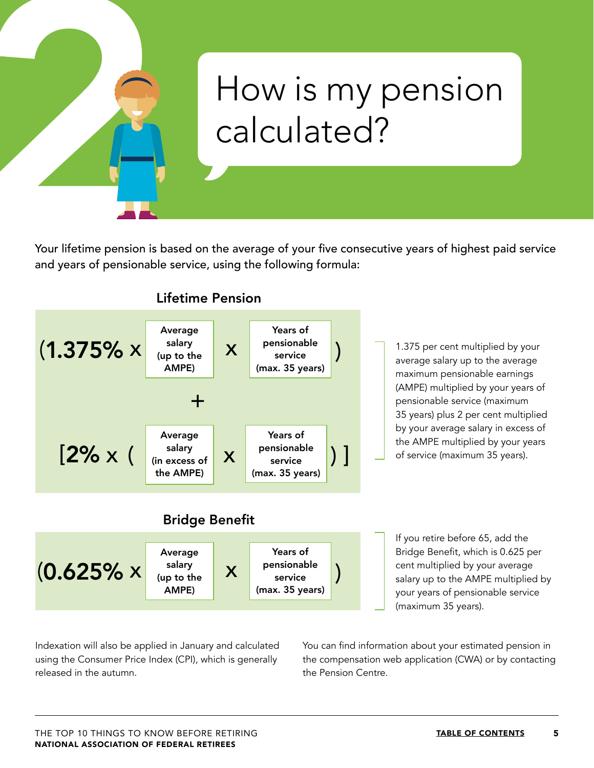# How is my pension calculated?

Your lifetime pension is based on the average of your five consecutive years of highest paid service and years of pensionable service, using the following formula:

## Lifetime Pension

(1.375% x Average salary (up to the AMPE) x Years of pensionable service (max. 35 years))

+

[2% x (Average salary (in excess of the AMPE) x Years of pensionable service (max. 35 years))]

1.375 per cent multiplied by your average salary up to the average maximum pensionable earnings (AMPE) multiplied by your years of pensionable service (maximum 35 years) plus 2 per cent multiplied by your average salary in excess of the AMPE multiplied by your years of service (maximum 35 years).

## Bridge Benefit

(0.625% x Average salary (up to the AMPE) x Years of pensionable service (max. 35 years))

If you retire before 65, add the Bridge Benefit, which is 0.625 per cent multiplied by your average salary up to the AMPE multiplied by your years of pensionable service (maximum 35 years).

Indexation will also be applied in January and calculated using the Consumer Price Index (CPI), which is generally released in the autumn.

You can find information about your estimated pension in the compensation web application (CWA) or by contacting the Pension Centre.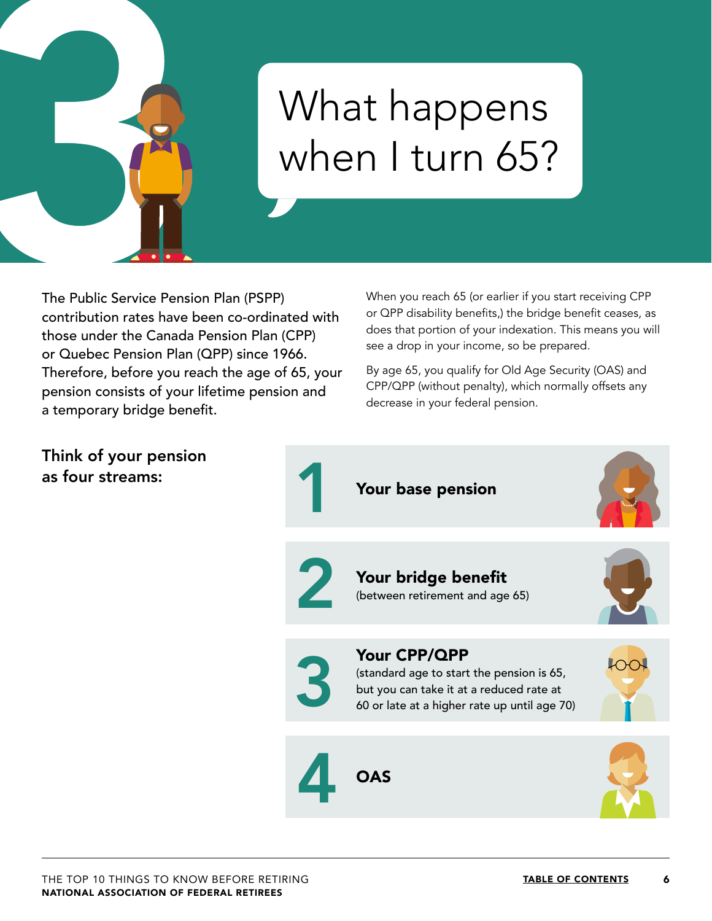# What happens when I turn 65?

The Public Service Pension Plan (PSPP) contribution rates have been co-ordinated with those under the Canada Pension Plan (CPP) or Quebec Pension Plan (QPP) since 1966. Therefore, before you reach the age of 65, your pension consists of your lifetime pension and a temporary bridge benefit.

When you reach 65 (or earlier if you start receiving CPP or QPP disability benefits,) the bridge benefit ceases, as does that portion of your indexation. This means you will see a drop in your income, so be prepared.

By age 65, you qualify for Old Age Security (OAS) and CPP/QPP (without penalty), which normally offsets any decrease in your federal pension.

## Think of your pension as four streams:

1. **Your base pension**
2. **Your bridge benefit** (between retirement and age 65)
3. **Your CPP/QPP** (standard age to start the pension is 65, but you can take it at a reduced rate at 60 or late at a higher rate up until age 70)
4. **OAS**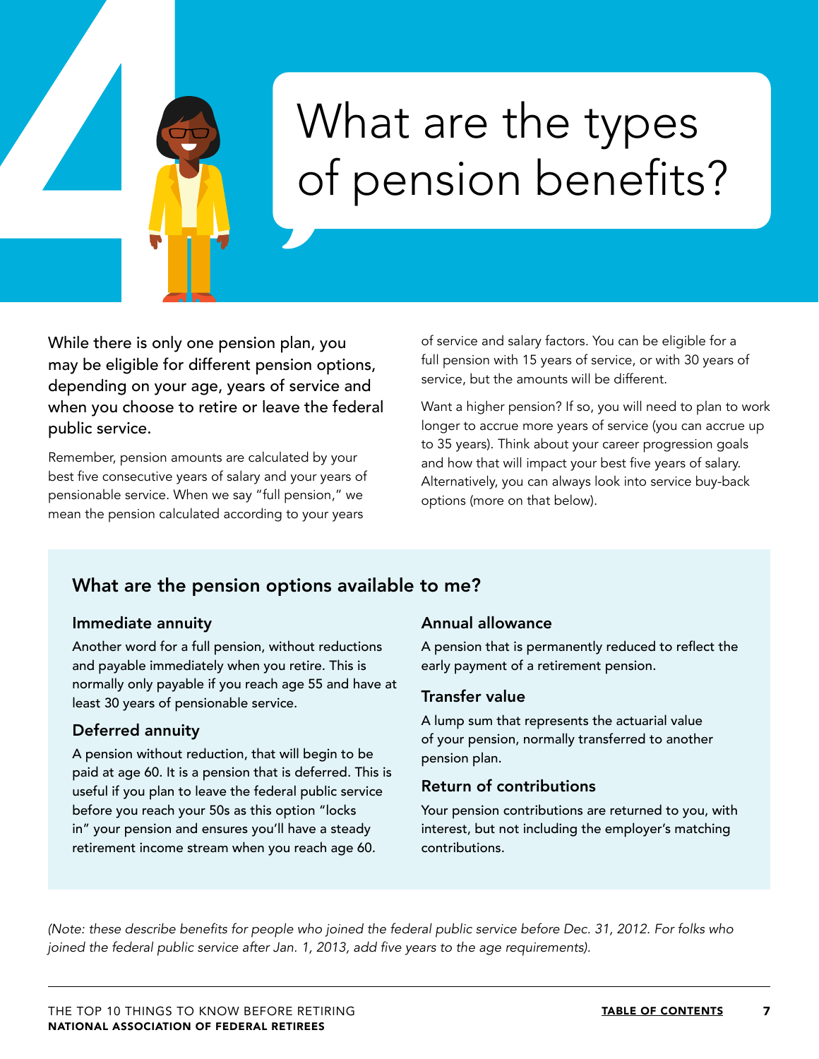# What are the types of pension benefits?

While there is only one pension plan, you may be eligible for different pension options, depending on your age, years of service and when you choose to retire or leave the federal public service.

Remember, pension amounts are calculated by your best five consecutive years of salary and your years of pensionable service. When we say "full pension," we mean the pension calculated according to your years of service and salary factors. You can be eligible for a full pension with 15 years of service, or with 30 years of service, but the amounts will be different.

Want a higher pension? If so, you will need to plan to work longer to accrue more years of service (you can accrue up to 35 years). Think about your career progression goals and how that will impact your best five years of salary. Alternatively, you can always look into service buy-back options (more on that below).

## What are the pension options available to me?

### Immediate annuity

Another word for a full pension, without reductions and payable immediately when you retire. This is normally only payable if you reach age 55 and have at least 30 years of pensionable service.

### Deferred annuity

A pension without reduction, that will begin to be paid at age 60. It is a pension that is deferred. This is useful if you plan to leave the federal public service before you reach your 50s as this option "locks in" your pension and ensures you'll have a steady retirement income stream when you reach age 60.

### Annual allowance

A pension that is permanently reduced to reflect the early payment of a retirement pension.

### Transfer value

A lump sum that represents the actuarial value of your pension, normally transferred to another pension plan.

### Return of contributions

Your pension contributions are returned to you, with interest, but not including the employer's matching contributions.

*(Note: these describe benefits for people who joined the federal public service before Dec. 31, 2012. For folks who joined the federal public service after Jan. 1, 2013, add five years to the age requirements).*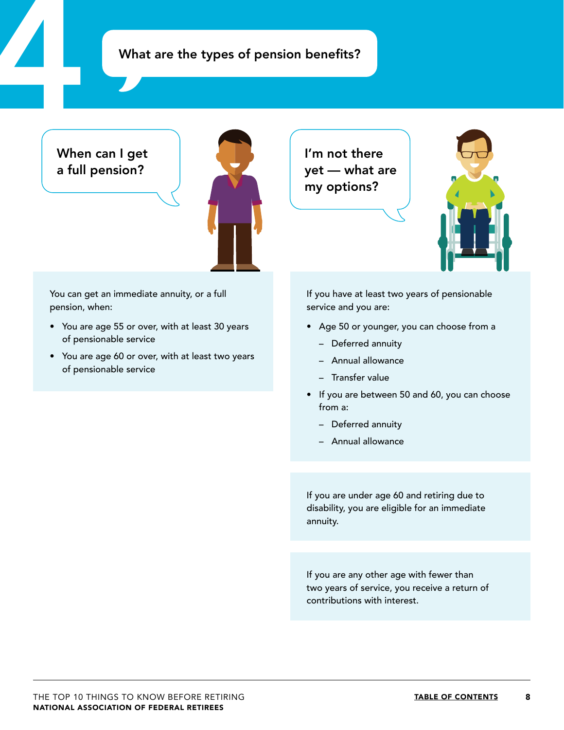# 4 What are the types of pension benefits?

## When can I get a full pension?

You can get an immediate annuity, or a full pension, when:

- You are age 55 or over, with at least 30 years of pensionable service
- You are age 60 or over, with at least two years of pensionable service

## I'm not there yet — what are my options?

If you have at least two years of pensionable service and you are:

- Age 50 or younger, you can choose from a
  - Deferred annuity
  - Annual allowance
  - Transfer value
- If you are between 50 and 60, you can choose from a:
  - Deferred annuity
  - Annual allowance

If you are under age 60 and retiring due to disability, you are eligible for an immediate annuity.

If you are any other age with fewer than two years of service, you receive a return of contributions with interest.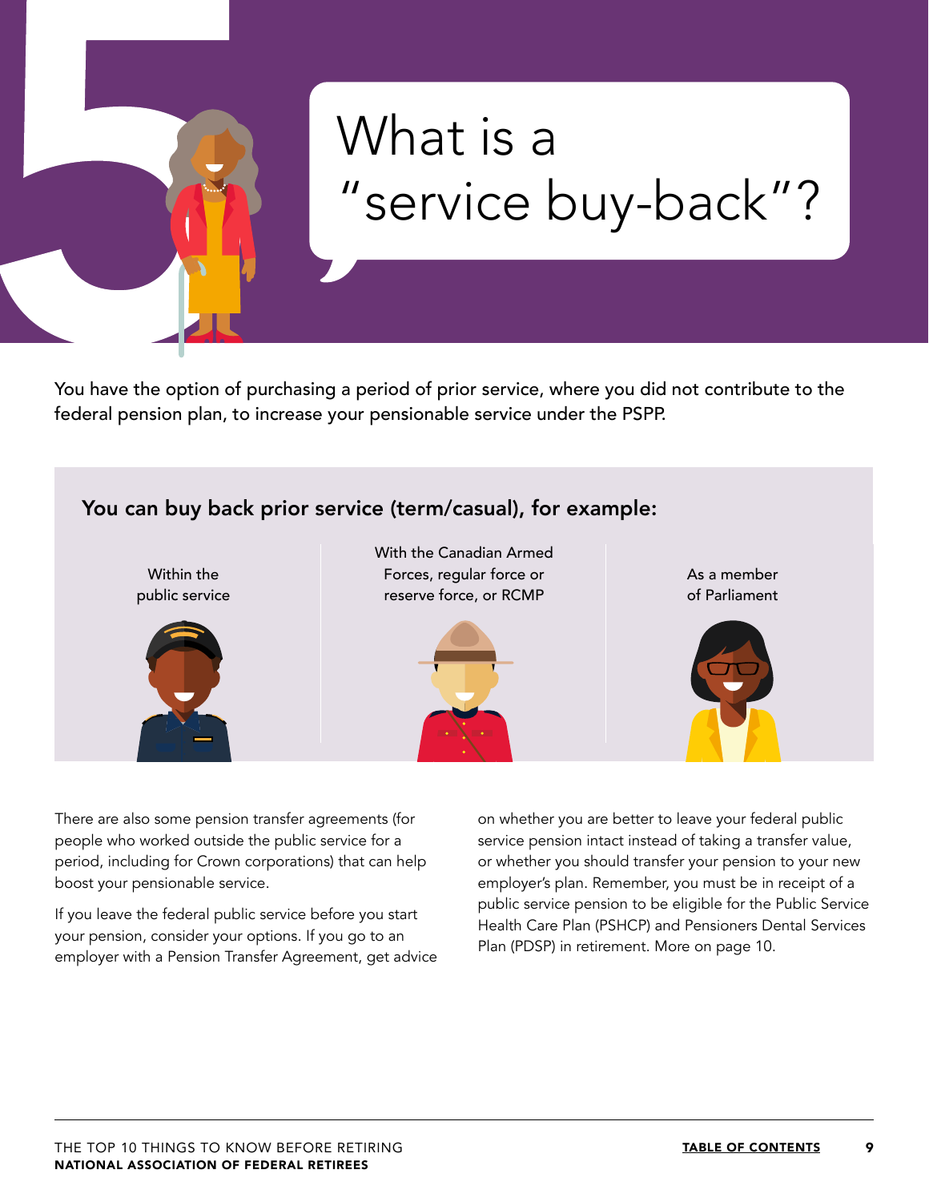# 5 What is a "service buy-back"?

You have the option of purchasing a period of prior service, where you did not contribute to the federal pension plan, to increase your pensionable service under the PSPP.

## You can buy back prior service (term/casual), for example:

- Within the public service
- With the Canadian Armed Forces, regular force or reserve force, or RCMP
- As a member of Parliament

There are also some pension transfer agreements (for people who worked outside the public service for a period, including for Crown corporations) that can help boost your pensionable service.

If you leave the federal public service before you start your pension, consider your options. If you go to an employer with a Pension Transfer Agreement, get advice on whether you are better to leave your federal public service pension intact instead of taking a transfer value, or whether you should transfer your pension to your new employer's plan. Remember, you must be in receipt of a public service pension to be eligible for the Public Service Health Care Plan (PSHCP) and Pensioners Dental Services Plan (PDSP) in retirement. More on page 10.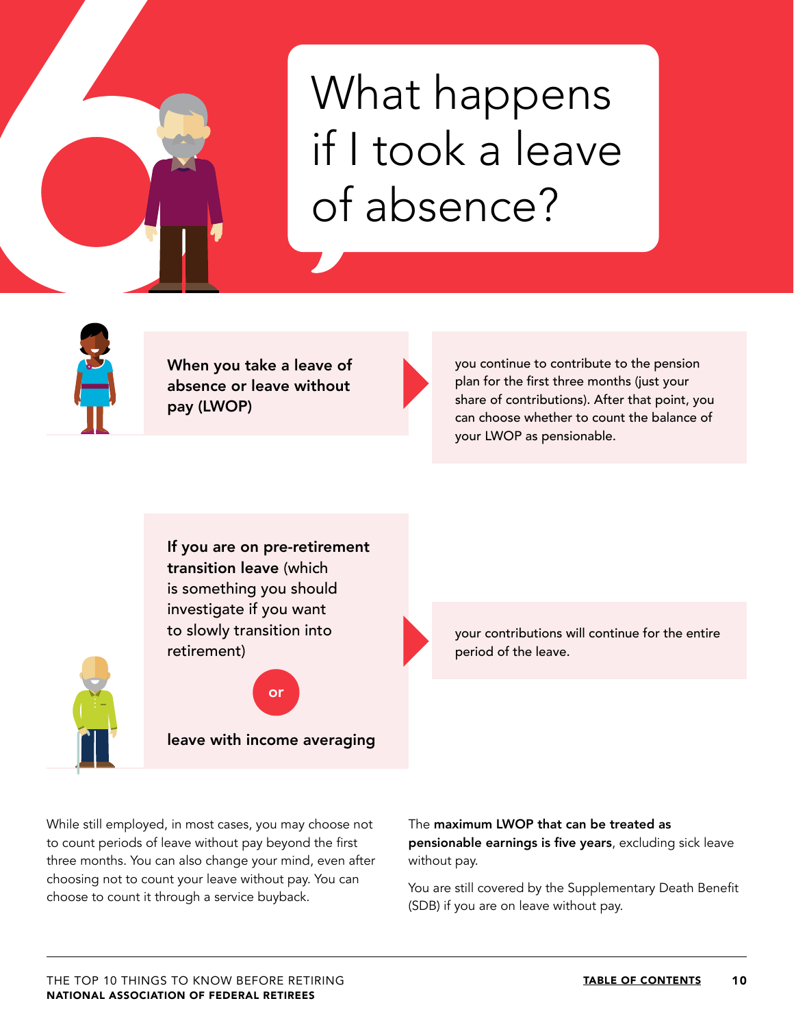# What happens if I took a leave of absence?

**When you take a leave of absence or leave without pay (LWOP)**

you continue to contribute to the pension plan for the first three months (just your share of contributions). After that point, you can choose whether to count the balance of your LWOP as pensionable.

**If you are on pre-retirement transition leave** (which is something you should investigate if you want to slowly transition into retirement)

or

**leave with income averaging**

your contributions will continue for the entire period of the leave.

While still employed, in most cases, you may choose not to count periods of leave without pay beyond the first three months. You can also change your mind, even after choosing not to count your leave without pay. You can choose to count it through a service buyback.

The **maximum LWOP that can be treated as pensionable earnings is five years**, excluding sick leave without pay.

You are still covered by the Supplementary Death Benefit (SDB) if you are on leave without pay.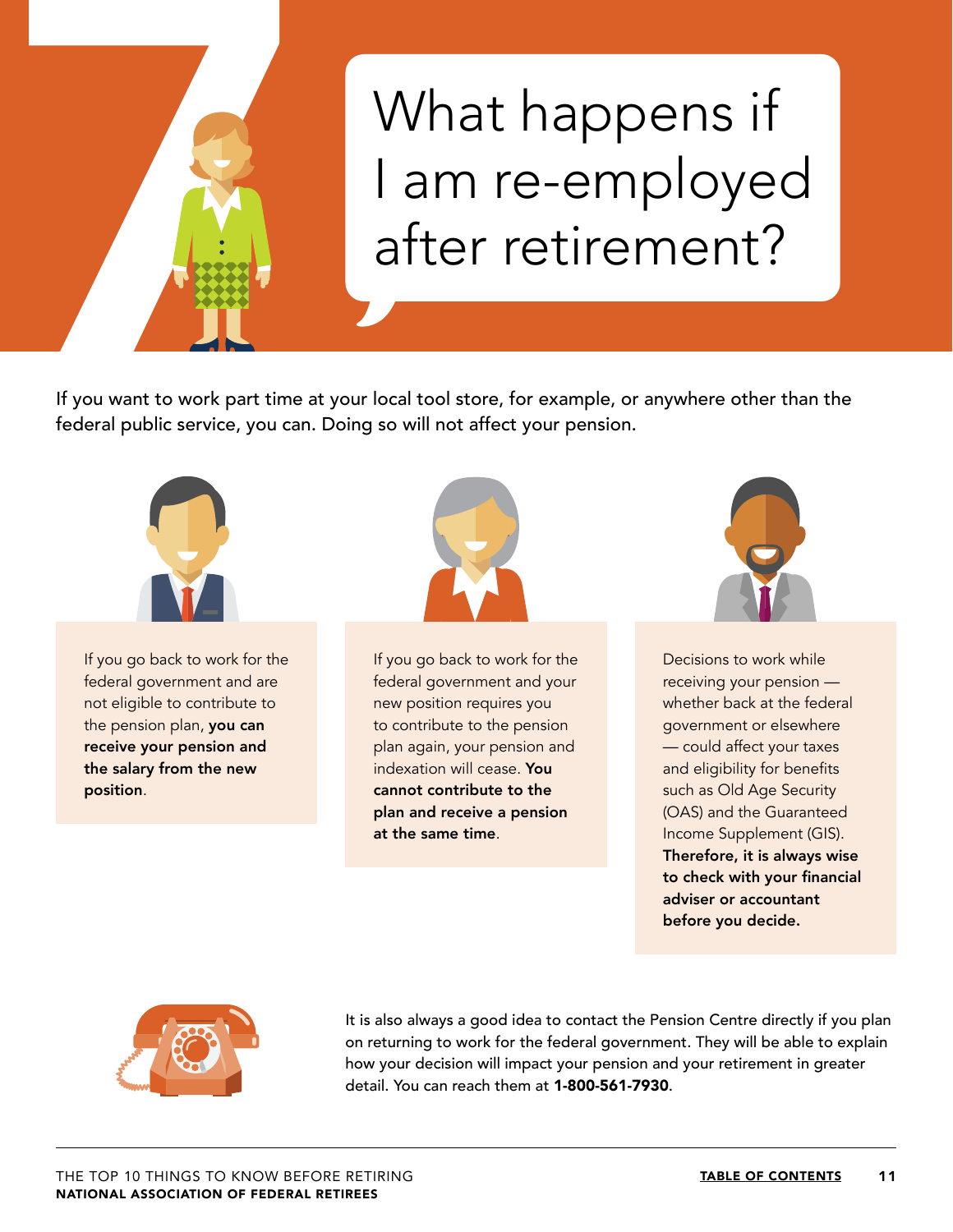# What happens if I am re-employed after retirement?

If you want to work part time at your local tool store, for example, or anywhere other than the federal public service, you can. Doing so will not affect your pension.

If you go back to work for the federal government and are not eligible to contribute to the pension plan, **you can receive your pension and the salary from the new position**.

If you go back to work for the federal government and your new position requires you to contribute to the pension plan again, your pension and indexation will cease. **You cannot contribute to the plan and receive a pension at the same time**.

Decisions to work while receiving your pension — whether back at the federal government or elsewhere — could affect your taxes and eligibility for benefits such as Old Age Security (OAS) and the Guaranteed Income Supplement (GIS). **Therefore, it is always wise to check with your financial adviser or accountant before you decide.**

It is also always a good idea to contact the Pension Centre directly if you plan on returning to work for the federal government. They will be able to explain how your decision will impact your pension and your retirement in greater detail. You can reach them at **1-800-561-7930**.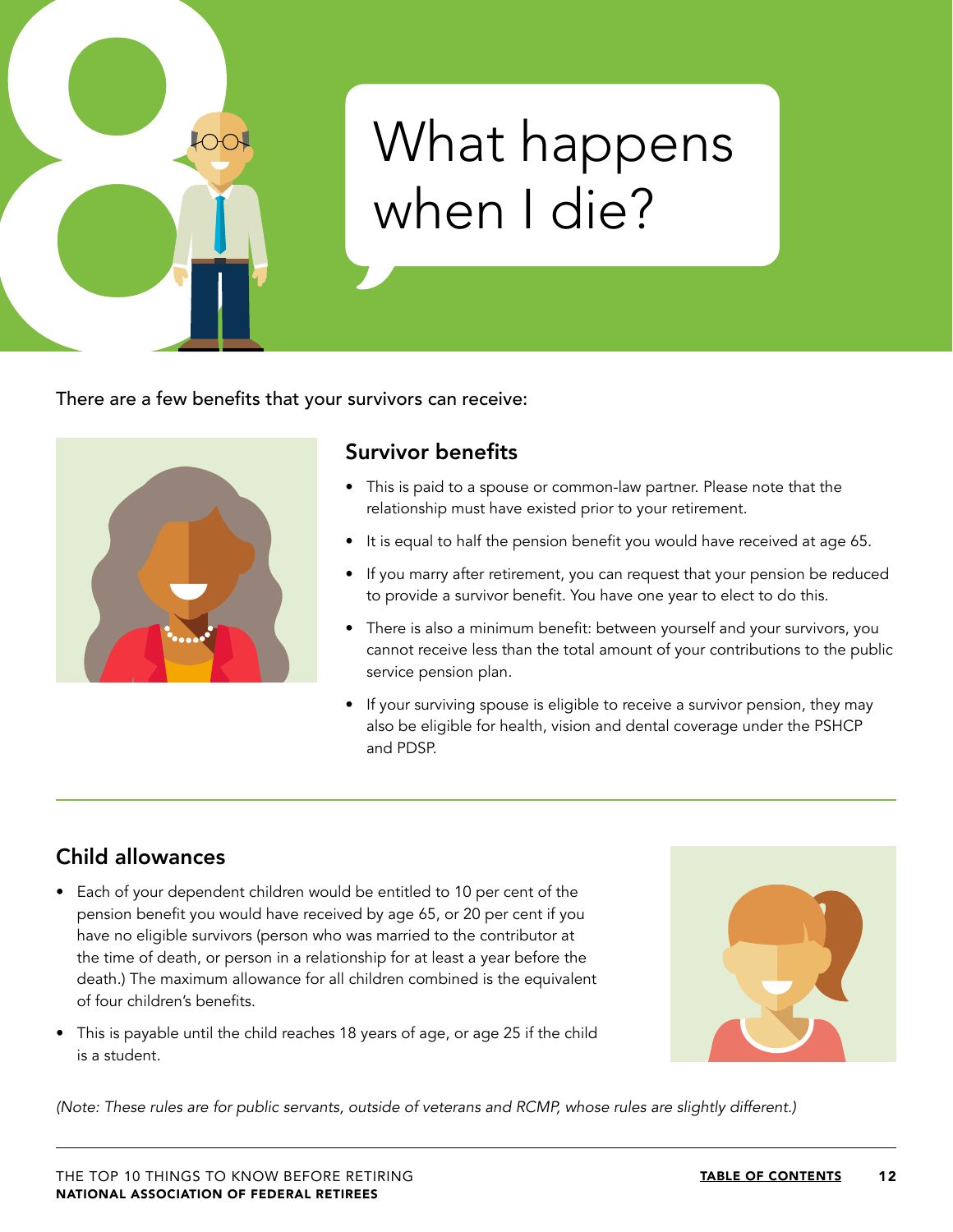# 8 What happens when I die?

There are a few benefits that your survivors can receive:

## Survivor benefits

- This is paid to a spouse or common-law partner. Please note that the relationship must have existed prior to your retirement.
- It is equal to half the pension benefit you would have received at age 65.
- If you marry after retirement, you can request that your pension be reduced to provide a survivor benefit. You have one year to elect to do this.
- There is also a minimum benefit: between yourself and your survivors, you cannot receive less than the total amount of your contributions to the public service pension plan.
- If your surviving spouse is eligible to receive a survivor pension, they may also be eligible for health, vision and dental coverage under the PSHCP and PDSP.

## Child allowances

- Each of your dependent children would be entitled to 10 per cent of the pension benefit you would have received by age 65, or 20 per cent if you have no eligible survivors (person who was married to the contributor at the time of death, or person in a relationship for at least a year before the death.) The maximum allowance for all children combined is the equivalent of four children's benefits.
- This is payable until the child reaches 18 years of age, or age 25 if the child is a student.

*(Note: These rules are for public servants, outside of veterans and RCMP, whose rules are slightly different.)*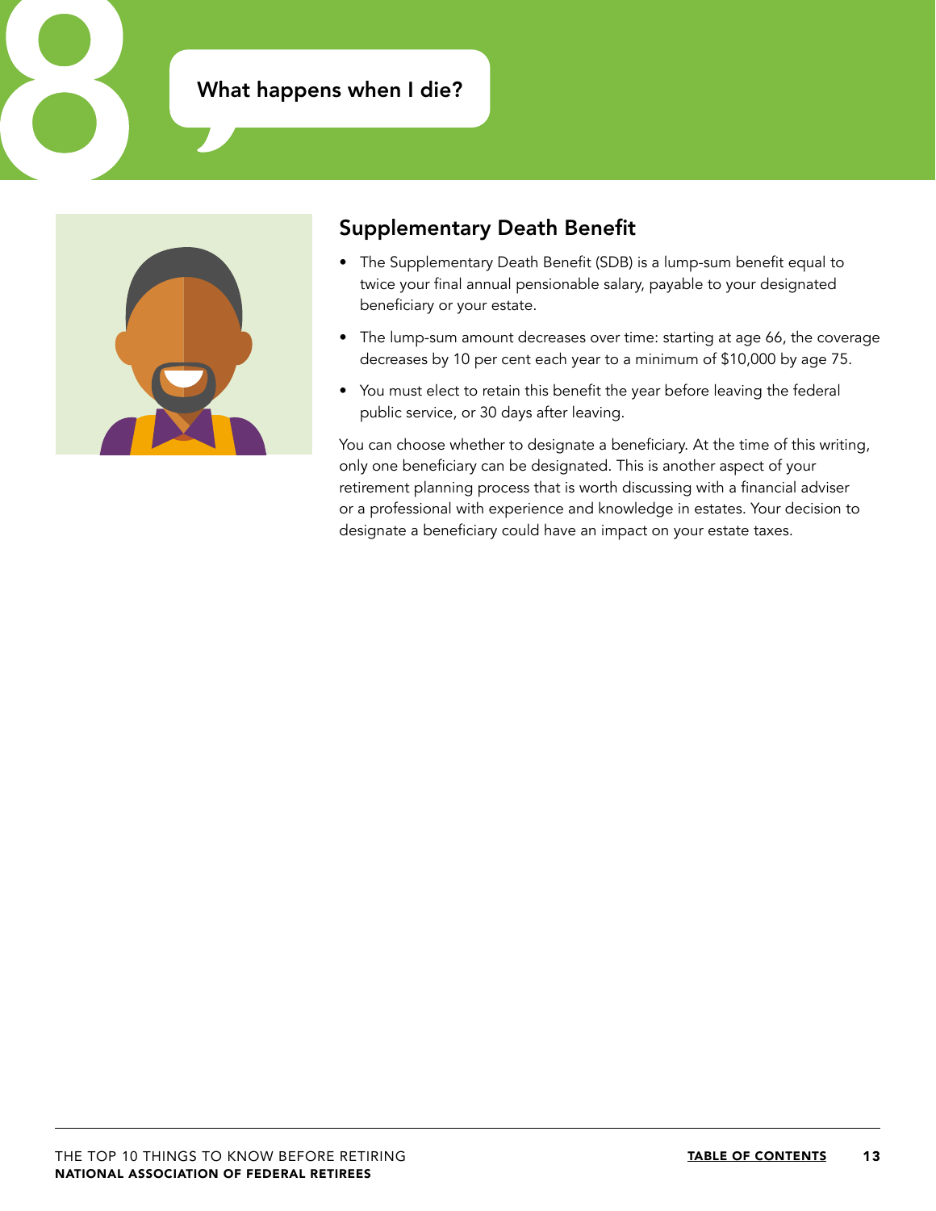# 8 What happens when I die?

## Supplementary Death Benefit

- The Supplementary Death Benefit (SDB) is a lump-sum benefit equal to twice your final annual pensionable salary, payable to your designated beneficiary or your estate.
- The lump-sum amount decreases over time: starting at age 66, the coverage decreases by 10 per cent each year to a minimum of $10,000 by age 75.
- You must elect to retain this benefit the year before leaving the federal public service, or 30 days after leaving.

You can choose whether to designate a beneficiary. At the time of this writing, only one beneficiary can be designated. This is another aspect of your retirement planning process that is worth discussing with a financial adviser or a professional with experience and knowledge in estates. Your decision to designate a beneficiary could have an impact on your estate taxes.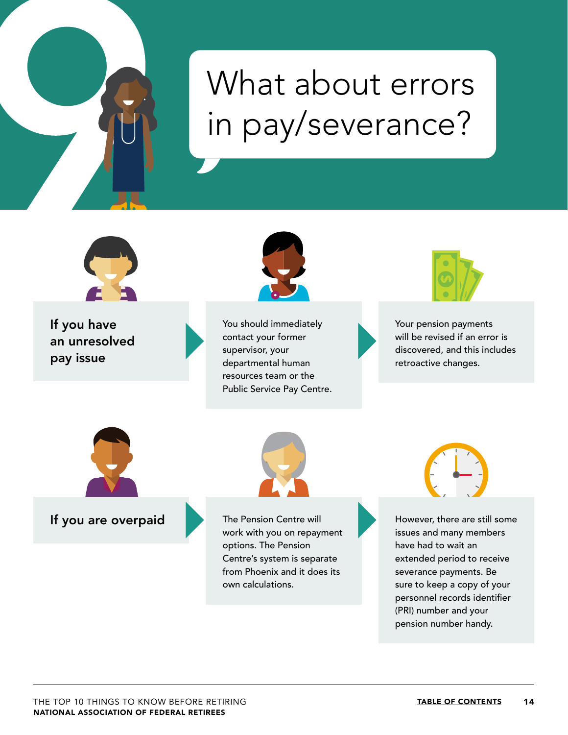# What about errors in pay/severance?

**If you have an unresolved pay issue**

You should immediately contact your former supervisor, your departmental human resources team or the Public Service Pay Centre.

Your pension payments will be revised if an error is discovered, and this includes retroactive changes.

**If you are overpaid**

The Pension Centre will work with you on repayment options. The Pension Centre's system is separate from Phoenix and it does its own calculations.

However, there are still some issues and many members have had to wait an extended period to receive severance payments. Be sure to keep a copy of your personnel records identifier (PRI) number and your pension number handy.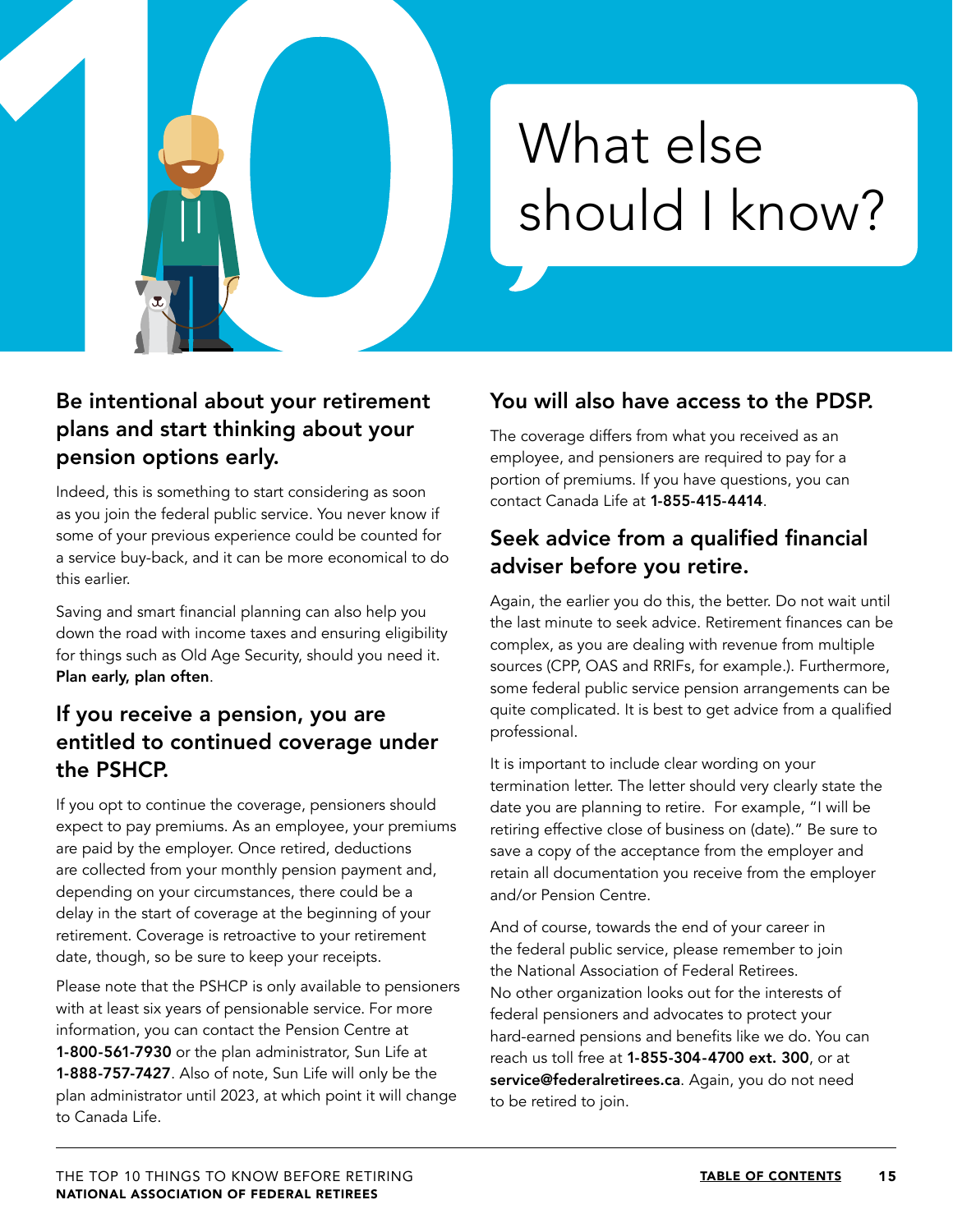# 10 What else should I know?

## Be intentional about your retirement plans and start thinking about your pension options early.

Indeed, this is something to start considering as soon as you join the federal public service. You never know if some of your previous experience could be counted for a service buy-back, and it can be more economical to do this earlier.

Saving and smart financial planning can also help you down the road with income taxes and ensuring eligibility for things such as Old Age Security, should you need it. **Plan early, plan often**.

## If you receive a pension, you are entitled to continued coverage under the PSHCP.

If you opt to continue the coverage, pensioners should expect to pay premiums. As an employee, your premiums are paid by the employer. Once retired, deductions are collected from your monthly pension payment and, depending on your circumstances, there could be a delay in the start of coverage at the beginning of your retirement. Coverage is retroactive to your retirement date, though, so be sure to keep your receipts.

Please note that the PSHCP is only available to pensioners with at least six years of pensionable service. For more information, you can contact the Pension Centre at **1-800-561-7930** or the plan administrator, Sun Life at **1-888-757-7427**. Also of note, Sun Life will only be the plan administrator until 2023, at which point it will change to Canada Life.

## You will also have access to the PDSP.

The coverage differs from what you received as an employee, and pensioners are required to pay for a portion of premiums. If you have questions, you can contact Canada Life at **1-855-415-4414**.

## Seek advice from a qualified financial adviser before you retire.

Again, the earlier you do this, the better. Do not wait until the last minute to seek advice. Retirement finances can be complex, as you are dealing with revenue from multiple sources (CPP, OAS and RRIFs, for example.). Furthermore, some federal public service pension arrangements can be quite complicated. It is best to get advice from a qualified professional.

It is important to include clear wording on your termination letter. The letter should very clearly state the date you are planning to retire. For example, "I will be retiring effective close of business on (date)." Be sure to save a copy of the acceptance from the employer and retain all documentation you receive from the employer and/or Pension Centre.

And of course, towards the end of your career in the federal public service, please remember to join the National Association of Federal Retirees. No other organization looks out for the interests of federal pensioners and advocates to protect your hard-earned pensions and benefits like we do. You can reach us toll free at **1-855-304-4700 ext. 300**, or at **service@federalretirees.ca**. Again, you do not need to be retired to join.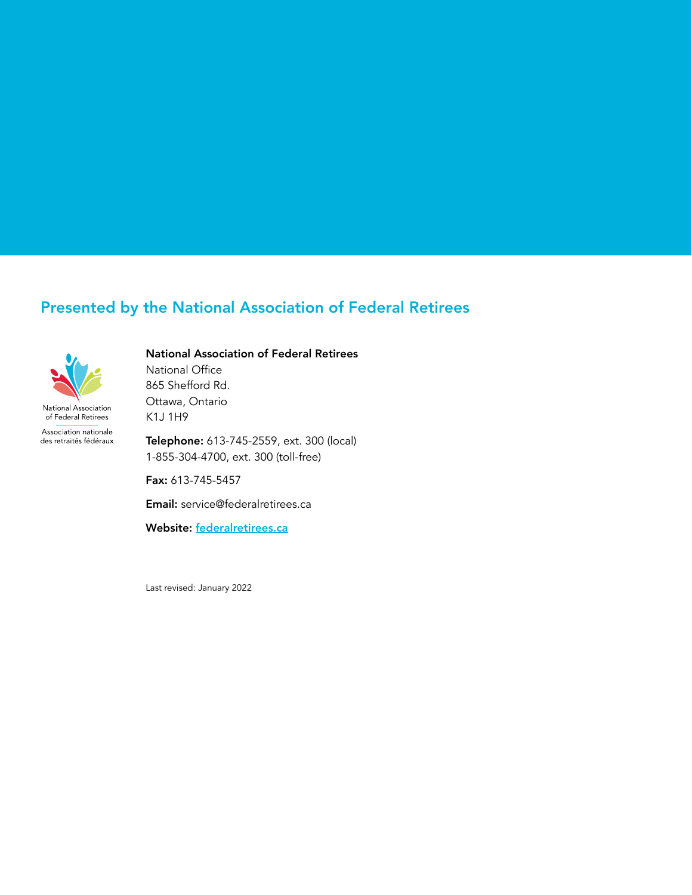## Presented by the National Association of Federal Retirees

National Association of Federal Retirees
of Federal Retirees

Association nationale
des retraités fédéraux

**National Association of Federal Retirees**
National Office
865 Shefford Rd.
Ottawa, Ontario
K1J 1H9

**Telephone:** 613-745-2559, ext. 300 (local)
1-855-304-4700, ext. 300 (toll-free)

**Fax:** 613-745-5457

**Email:** service@federalretirees.ca

**Website:** federalretirees.ca

Last revised: January 2022